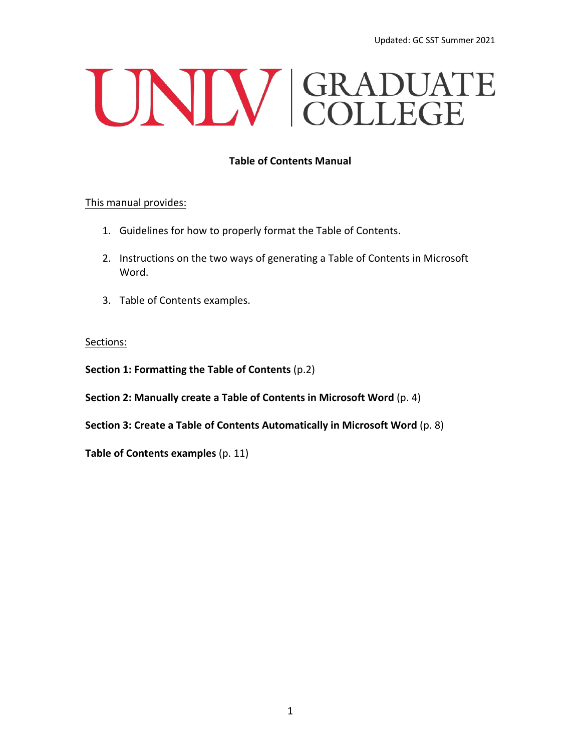Updated: GC SST Summer 2021

UNLV | GRADUATE COLLEGE

# Table of Contents Manual

This manual provides:

1. Guidelines for how to properly format the Table of Contents.

2. Instructions on the two ways of generating a Table of Contents in Microsoft Word.

3. Table of Contents examples.

Sections:

**Section 1: Formatting the Table of Contents** (p.2)

**Section 2: Manually create a Table of Contents in Microsoft Word** (p. 4)

**Section 3: Create a Table of Contents Automatically in Microsoft Word** (p. 8)

**Table of Contents examples** (p. 11)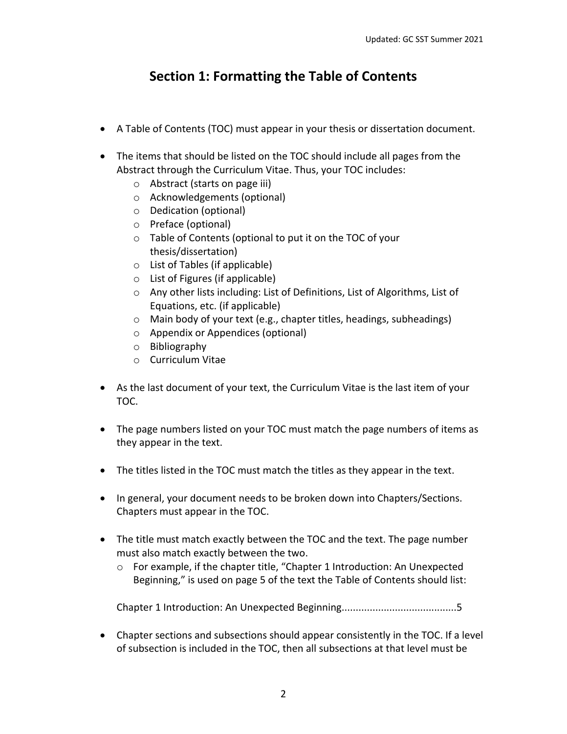## Section 1: Formatting the Table of Contents

- A Table of Contents (TOC) must appear in your thesis or dissertation document.
- The items that should be listed on the TOC should include all pages from the Abstract through the Curriculum Vitae. Thus, your TOC includes:
  - Abstract (starts on page iii)
  - Acknowledgements (optional)
  - Dedication (optional)
  - Preface (optional)
  - Table of Contents (optional to put it on the TOC of your thesis/dissertation)
  - List of Tables (if applicable)
  - List of Figures (if applicable)
  - Any other lists including: List of Definitions, List of Algorithms, List of Equations, etc. (if applicable)
  - Main body of your text (e.g., chapter titles, headings, subheadings)
  - Appendix or Appendices (optional)
  - Bibliography
  - Curriculum Vitae
- As the last document of your text, the Curriculum Vitae is the last item of your TOC.
- The page numbers listed on your TOC must match the page numbers of items as they appear in the text.
- The titles listed in the TOC must match the titles as they appear in the text.
- In general, your document needs to be broken down into Chapters/Sections. Chapters must appear in the TOC.
- The title must match exactly between the TOC and the text. The page number must also match exactly between the two.
  - For example, if the chapter title, "Chapter 1 Introduction: An Unexpected Beginning," is used on page 5 of the text the Table of Contents should list:

  Chapter 1 Introduction: An Unexpected Beginning.........................................5

- Chapter sections and subsections should appear consistently in the TOC. If a level of subsection is included in the TOC, then all subsections at that level must be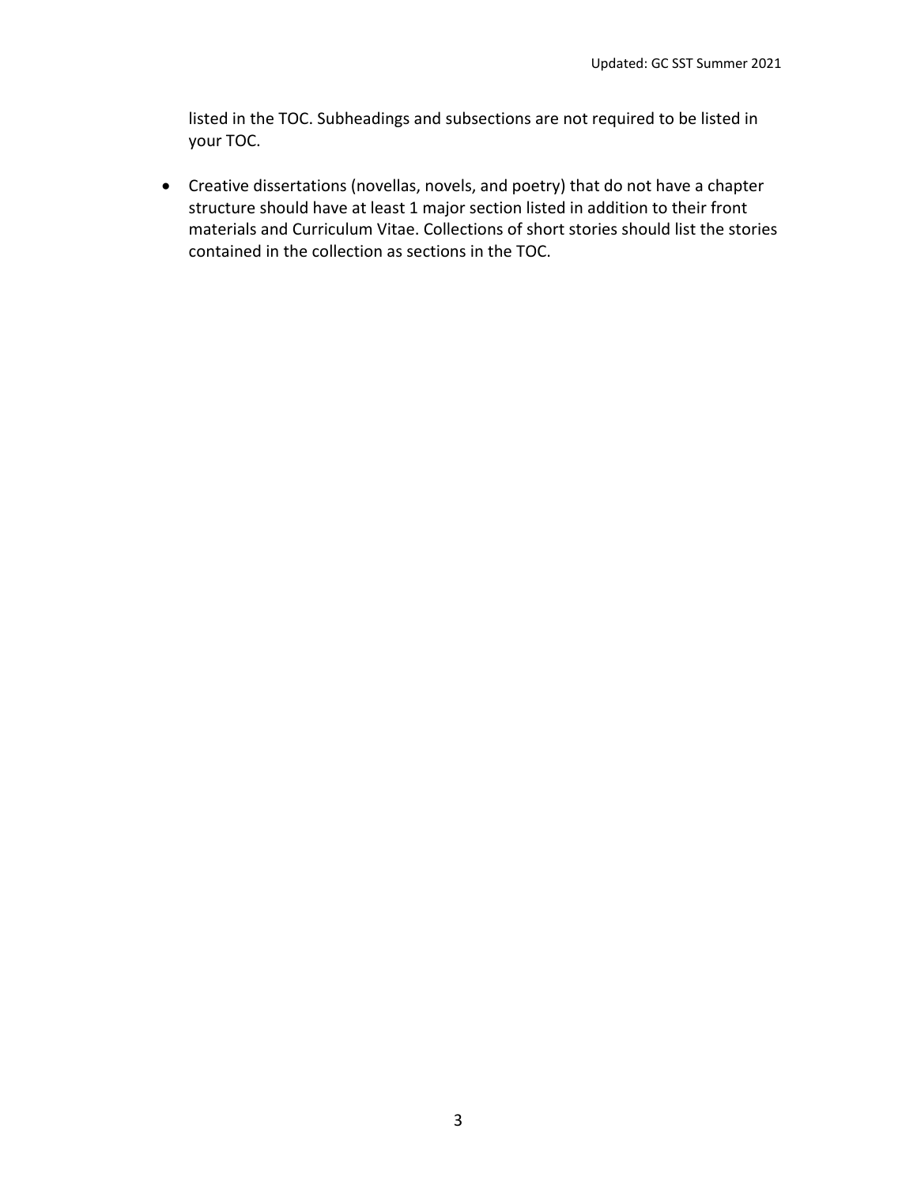listed in the TOC. Subheadings and subsections are not required to be listed in your TOC.

- Creative dissertations (novellas, novels, and poetry) that do not have a chapter structure should have at least 1 major section listed in addition to their front materials and Curriculum Vitae. Collections of short stories should list the stories contained in the collection as sections in the TOC.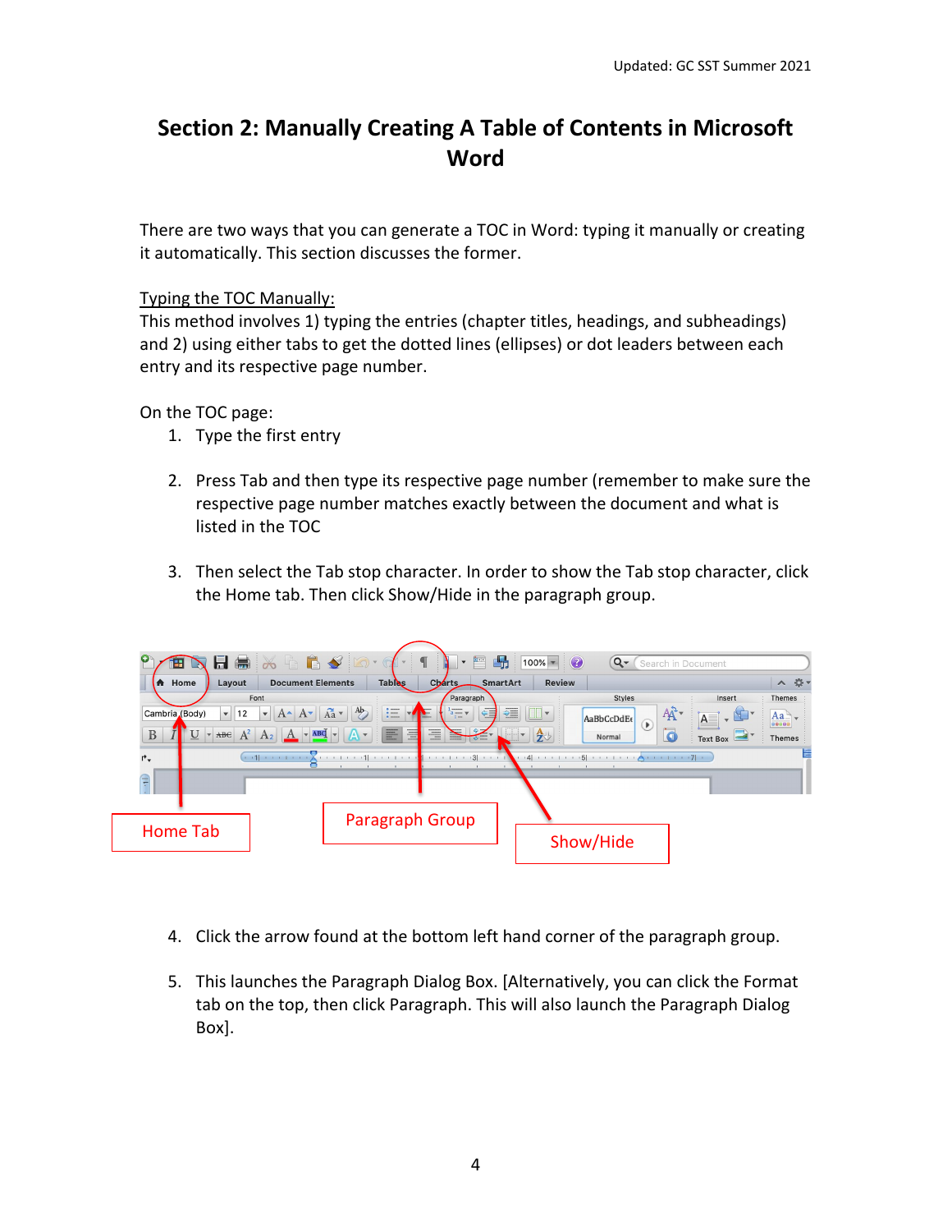## Section 2: Manually Creating A Table of Contents in Microsoft Word

There are two ways that you can generate a TOC in Word: typing it manually or creating it automatically. This section discusses the former.

Typing the TOC Manually:
This method involves 1) typing the entries (chapter titles, headings, and subheadings) and 2) using either tabs to get the dotted lines (ellipses) or dot leaders between each entry and its respective page number.

On the TOC page:

1. Type the first entry
2. Press Tab and then type its respective page number (remember to make sure the respective page number matches exactly between the document and what is listed in the TOC
3. Then select the Tab stop character. In order to show the Tab stop character, click the Home tab. Then click Show/Hide in the paragraph group.

Home Tab | Paragraph Group | Show/Hide

4. Click the arrow found at the bottom left hand corner of the paragraph group.
5. This launches the Paragraph Dialog Box. [Alternatively, you can click the Format tab on the top, then click Paragraph. This will also launch the Paragraph Dialog Box].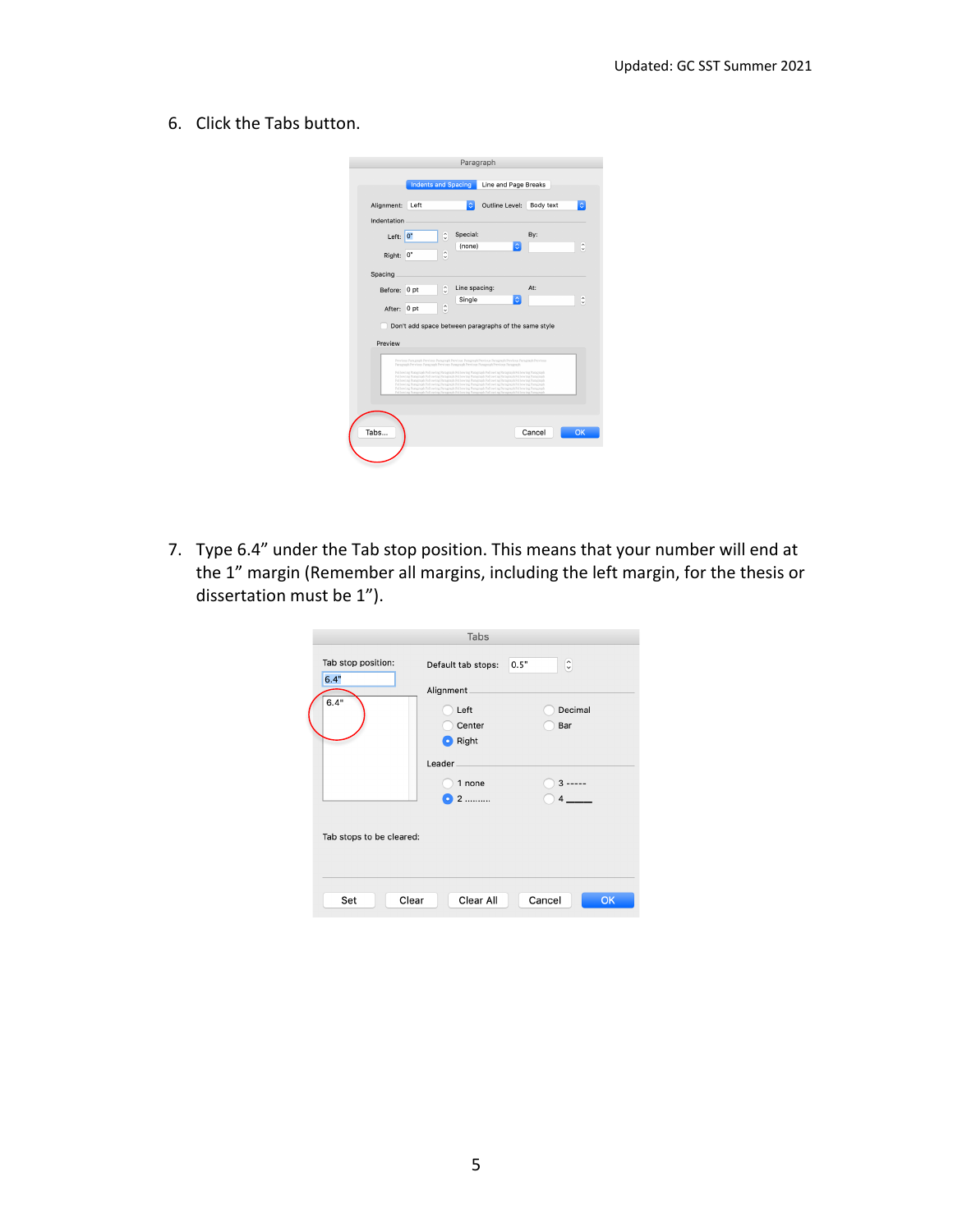6. Click the Tabs button.

7. Type 6.4" under the Tab stop position. This means that your number will end at the 1" margin (Remember all margins, including the left margin, for the thesis or dissertation must be 1").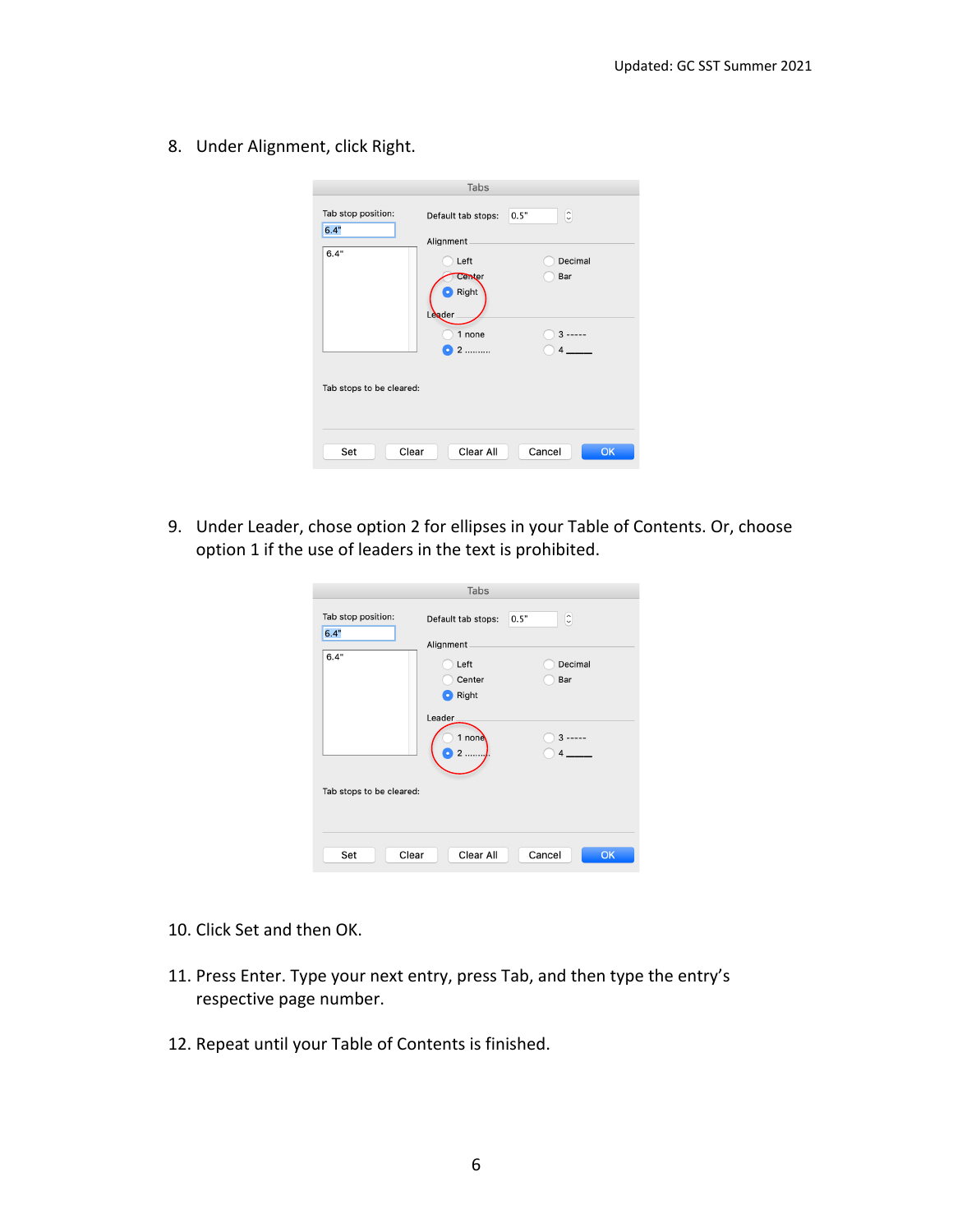8. Under Alignment, click Right.

9. Under Leader, chose option 2 for ellipses in your Table of Contents. Or, choose option 1 if the use of leaders in the text is prohibited.

10. Click Set and then OK.

11. Press Enter. Type your next entry, press Tab, and then type the entry's respective page number.

12. Repeat until your Table of Contents is finished.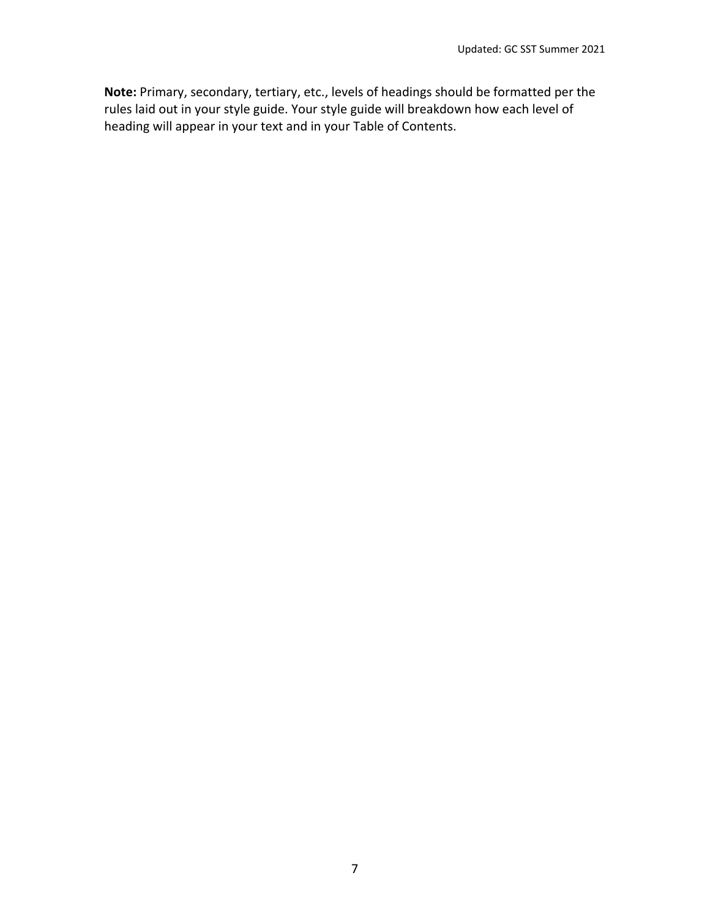**Note:** Primary, secondary, tertiary, etc., levels of headings should be formatted per the rules laid out in your style guide. Your style guide will breakdown how each level of heading will appear in your text and in your Table of Contents.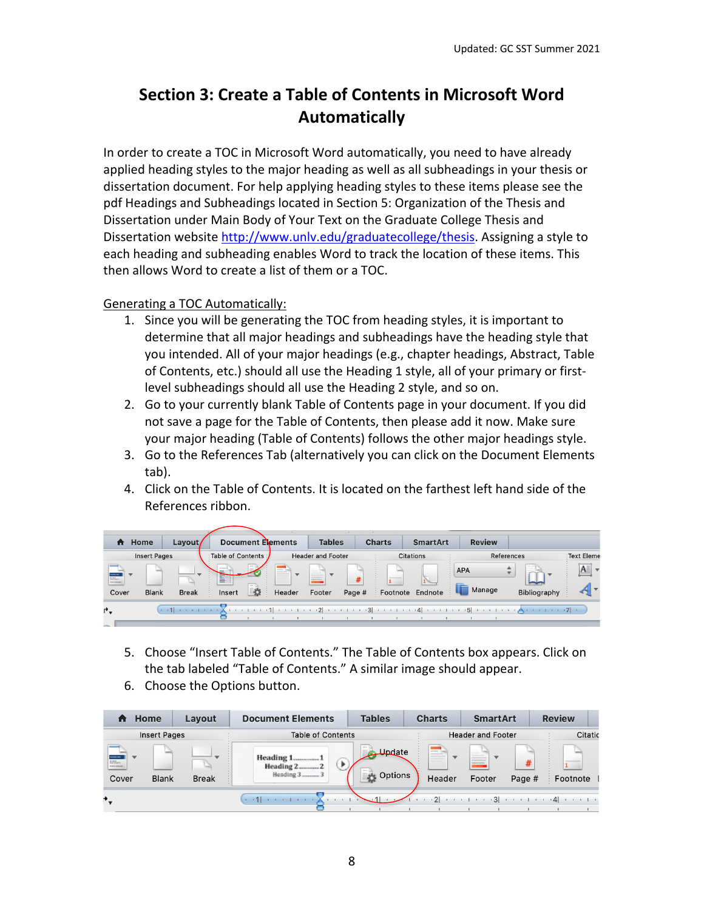# Section 3: Create a Table of Contents in Microsoft Word Automatically

In order to create a TOC in Microsoft Word automatically, you need to have already applied heading styles to the major heading as well as all subheadings in your thesis or dissertation document. For help applying heading styles to these items please see the pdf Headings and Subheadings located in Section 5: Organization of the Thesis and Dissertation under Main Body of Your Text on the Graduate College Thesis and Dissertation website http://www.unlv.edu/graduatecollege/thesis. Assigning a style to each heading and subheading enables Word to track the location of these items. This then allows Word to create a list of them or a TOC.

Generating a TOC Automatically:

1. Since you will be generating the TOC from heading styles, it is important to determine that all major headings and subheadings have the heading style that you intended. All of your major headings (e.g., chapter headings, Abstract, Table of Contents, etc.) should all use the Heading 1 style, all of your primary or first-level subheadings should all use the Heading 2 style, and so on.
2. Go to your currently blank Table of Contents page in your document. If you did not save a page for the Table of Contents, then please add it now. Make sure your major heading (Table of Contents) follows the other major headings style.
3. Go to the References Tab (alternatively you can click on the Document Elements tab).
4. Click on the Table of Contents. It is located on the farthest left hand side of the References ribbon.
5. Choose "Insert Table of Contents." The Table of Contents box appears. Click on the tab labeled "Table of Contents." A similar image should appear.
6. Choose the Options button.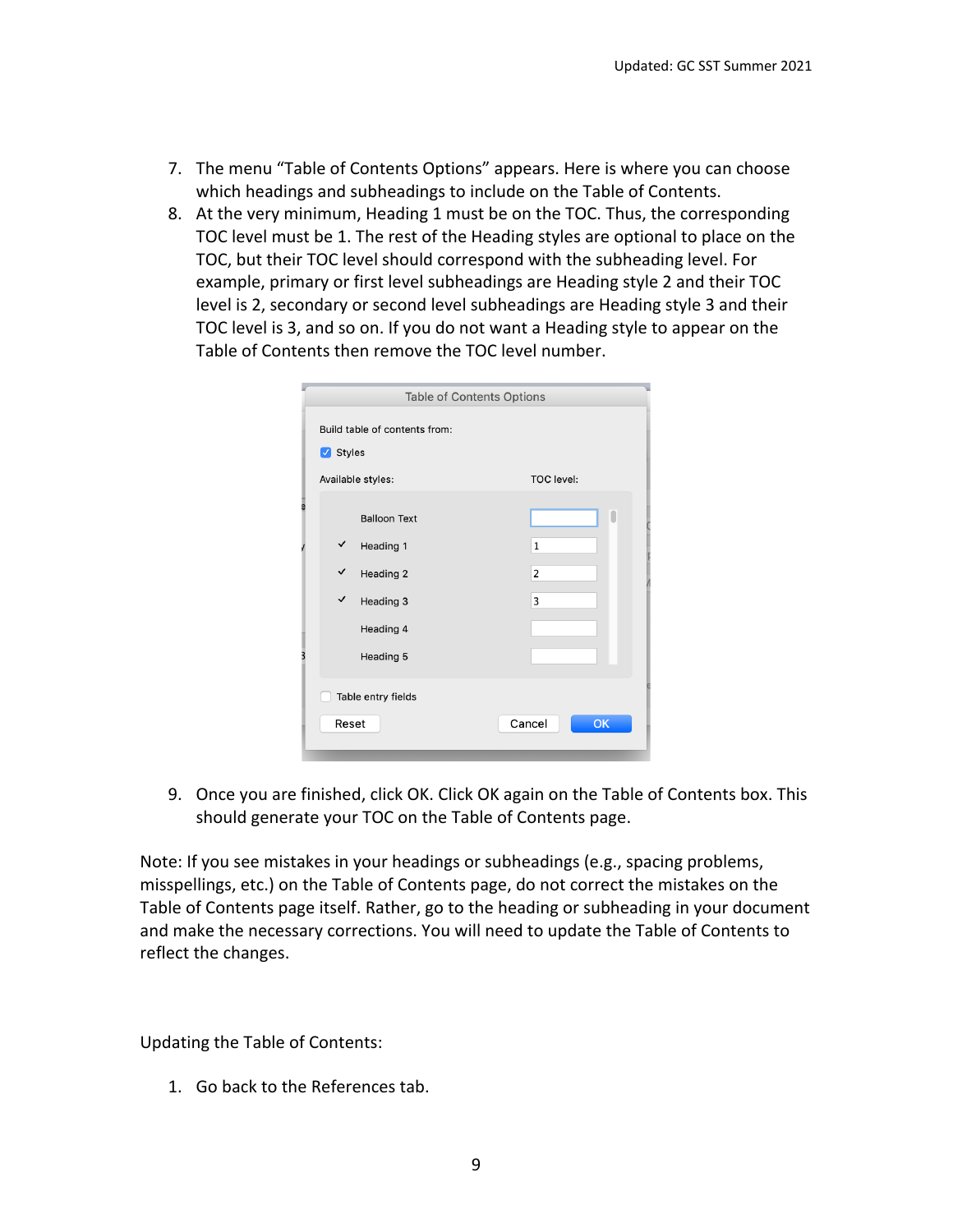7. The menu “Table of Contents Options” appears. Here is where you can choose which headings and subheadings to include on the Table of Contents.
8. At the very minimum, Heading 1 must be on the TOC. Thus, the corresponding TOC level must be 1. The rest of the Heading styles are optional to place on the TOC, but their TOC level should correspond with the subheading level. For example, primary or first level subheadings are Heading style 2 and their TOC level is 2, secondary or second level subheadings are Heading style 3 and their TOC level is 3, and so on. If you do not want a Heading style to appear on the Table of Contents then remove the TOC level number.
9. Once you are finished, click OK. Click OK again on the Table of Contents box. This should generate your TOC on the Table of Contents page.

Note: If you see mistakes in your headings or subheadings (e.g., spacing problems, misspellings, etc.) on the Table of Contents page, do not correct the mistakes on the Table of Contents page itself. Rather, go to the heading or subheading in your document and make the necessary corrections. You will need to update the Table of Contents to reflect the changes.

Updating the Table of Contents:

1. Go back to the References tab.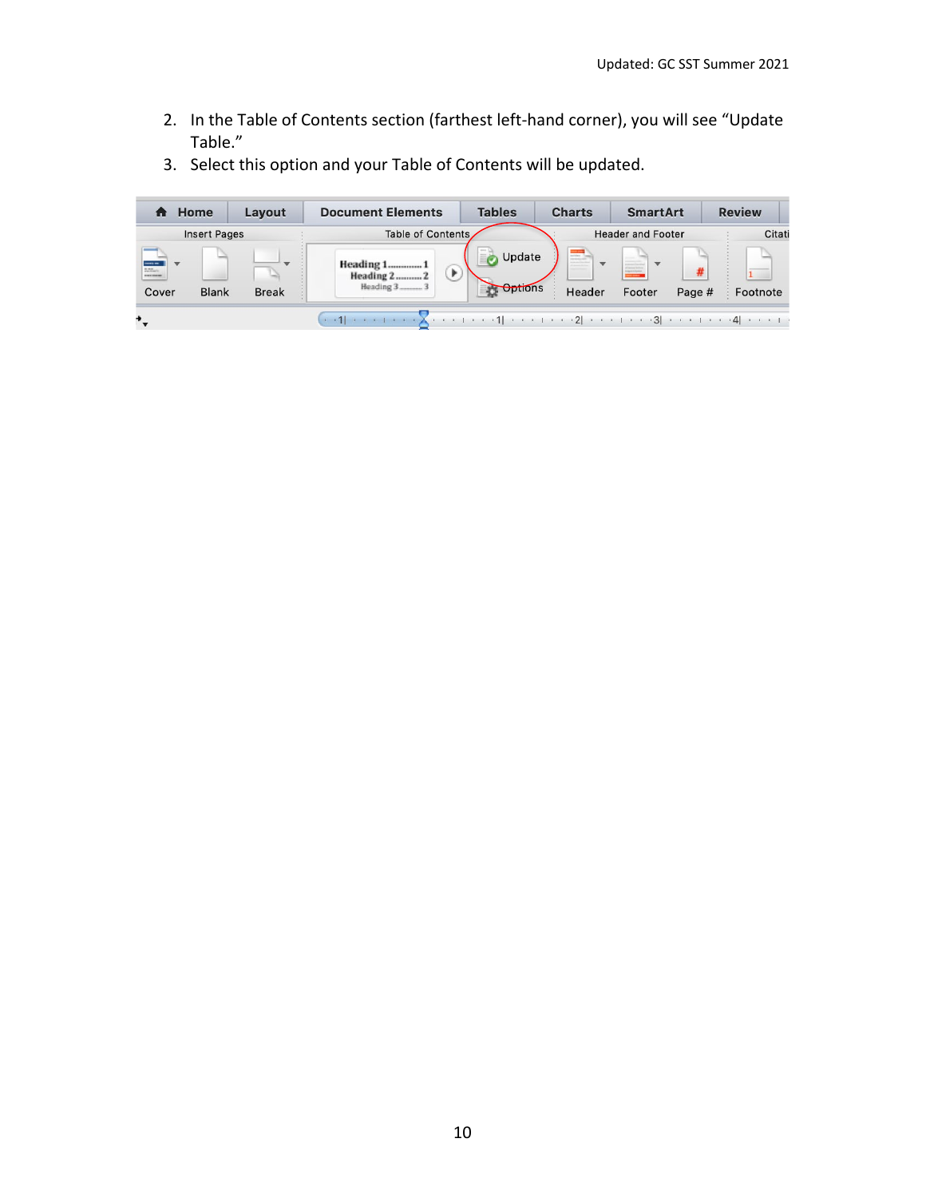2. In the Table of Contents section (farthest left-hand corner), you will see "Update Table."
3. Select this option and your Table of Contents will be updated.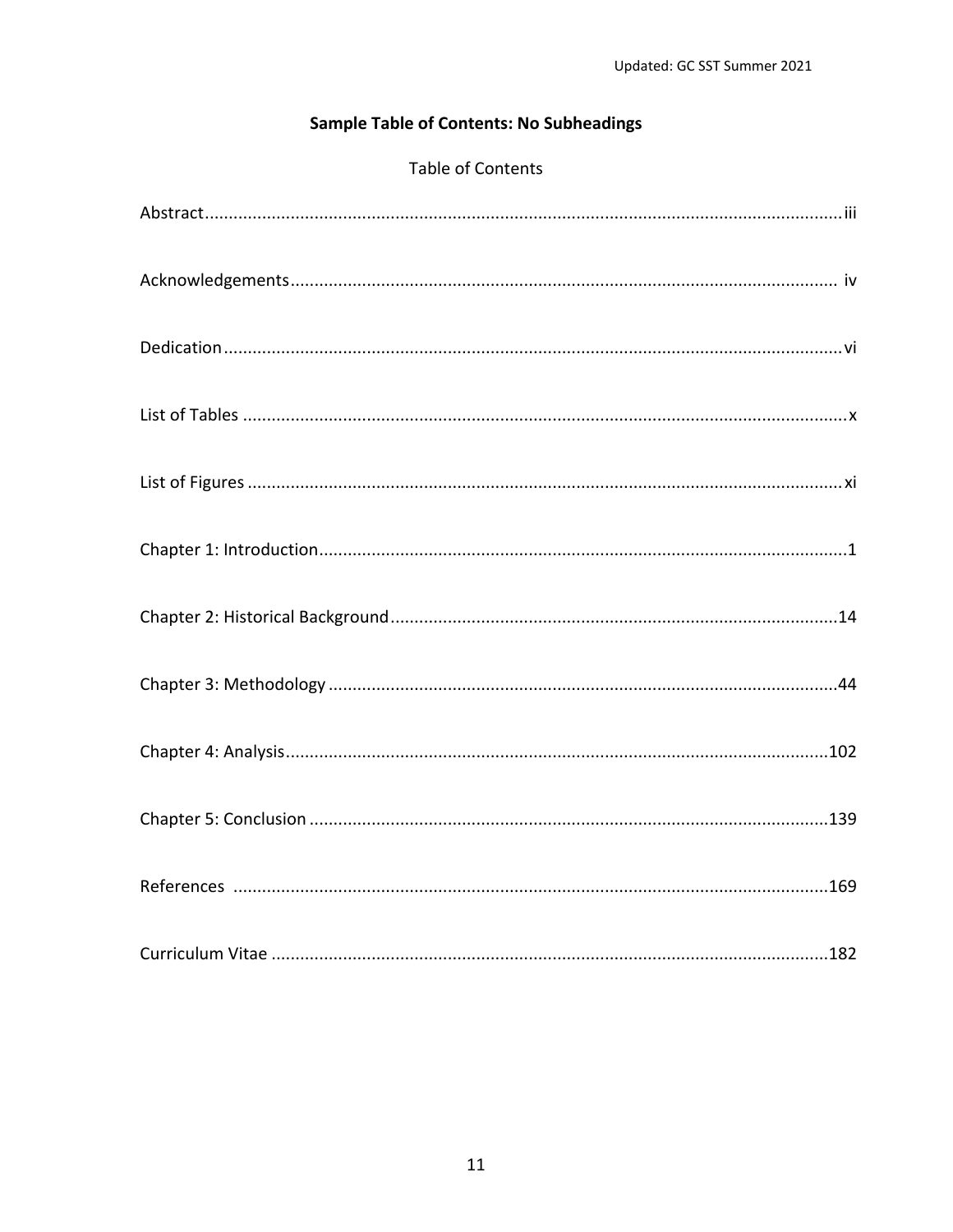## Sample Table of Contents: No Subheadings

Table of Contents

Abstract......................................................................................................................................iii

Acknowledgements.................................................................................................................. iv

Dedication.................................................................................................................................vi

List of Tables ............................................................................................................................x

List of Figures ...........................................................................................................................xi

Chapter 1: Introduction..............................................................................................................1

Chapter 2: Historical Background.............................................................................................14

Chapter 3: Methodology ...........................................................................................................44

Chapter 4: Analysis..................................................................................................................102

Chapter 5: Conclusion .............................................................................................................139

References ..............................................................................................................................169

Curriculum Vitae .....................................................................................................................182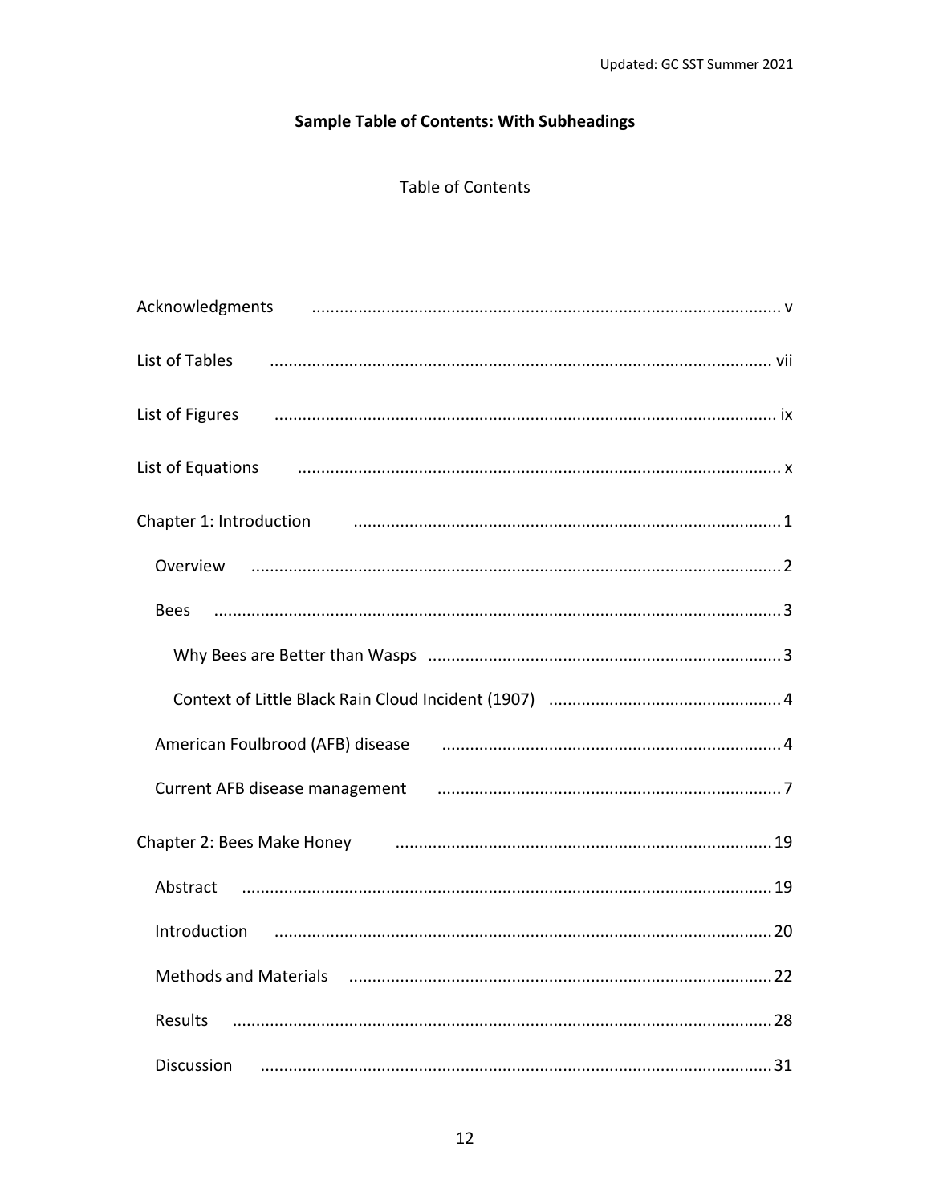**Sample Table of Contents: With Subheadings**

Table of Contents

Acknowledgments .................................................................................................. v

List of Tables .................................................................................................. vii

List of Figures .................................................................................................. ix

List of Equations .................................................................................................. x

Chapter 1: Introduction .................................................................................................. 1

- Overview .................................................................................................. 2
- Bees .................................................................................................. 3
  - Why Bees are Better than Wasps .................................................................................................. 3
  - Context of Little Black Rain Cloud Incident (1907) .................................................................................................. 4
- American Foulbrood (AFB) disease .................................................................................................. 4
- Current AFB disease management .................................................................................................. 7

Chapter 2: Bees Make Honey .................................................................................................. 19

- Abstract .................................................................................................. 19
- Introduction .................................................................................................. 20
- Methods and Materials .................................................................................................. 22
- Results .................................................................................................. 28
- Discussion .................................................................................................. 31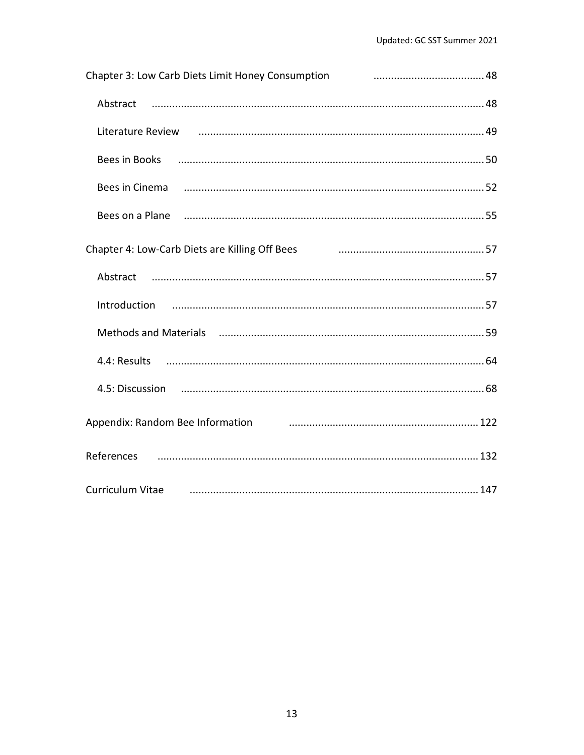Chapter 3: Low Carb Diets Limit Honey Consumption ...................................... 48

- Abstract ................................................................................................ 48
- Literature Review ................................................................................ 49
- Bees in Books ....................................................................................... 50
- Bees in Cinema ..................................................................................... 52
- Bees on a Plane ..................................................................................... 55

Chapter 4: Low-Carb Diets are Killing Off Bees .................................................. 57

- Abstract ................................................................................................ 57
- Introduction .......................................................................................... 57
- Methods and Materials ......................................................................... 59
- 4.4: Results ........................................................................................... 64
- 4.5: Discussion ...................................................................................... 68

Appendix: Random Bee Information ................................................................ 122

References ........................................................................................................ 132

Curriculum Vitae .............................................................................................. 147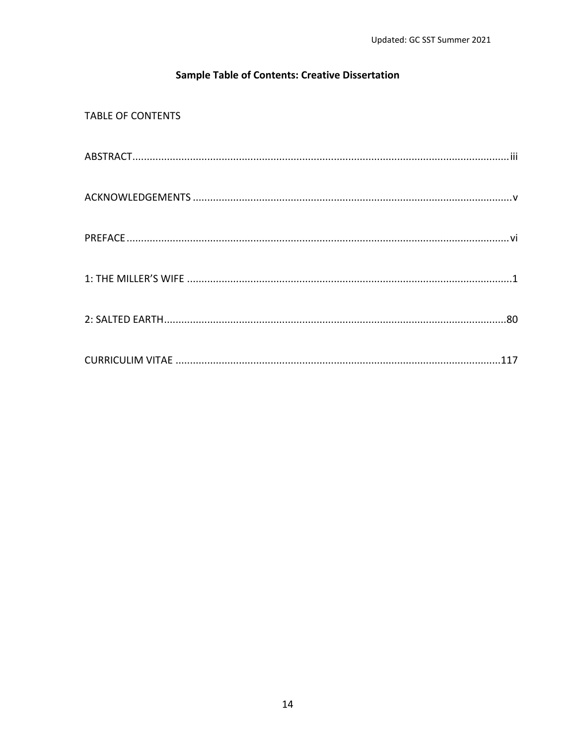## Sample Table of Contents: Creative Dissertation

TABLE OF CONTENTS

ABSTRACT.................................................................................................................................iii

ACKNOWLEDGEMENTS ...........................................................................................................v

PREFACE ..................................................................................................................................vi

1: THE MILLER'S WIFE ...............................................................................................................1

2: SALTED EARTH.....................................................................................................................80

CURRICULIM VITAE ...............................................................................................................117